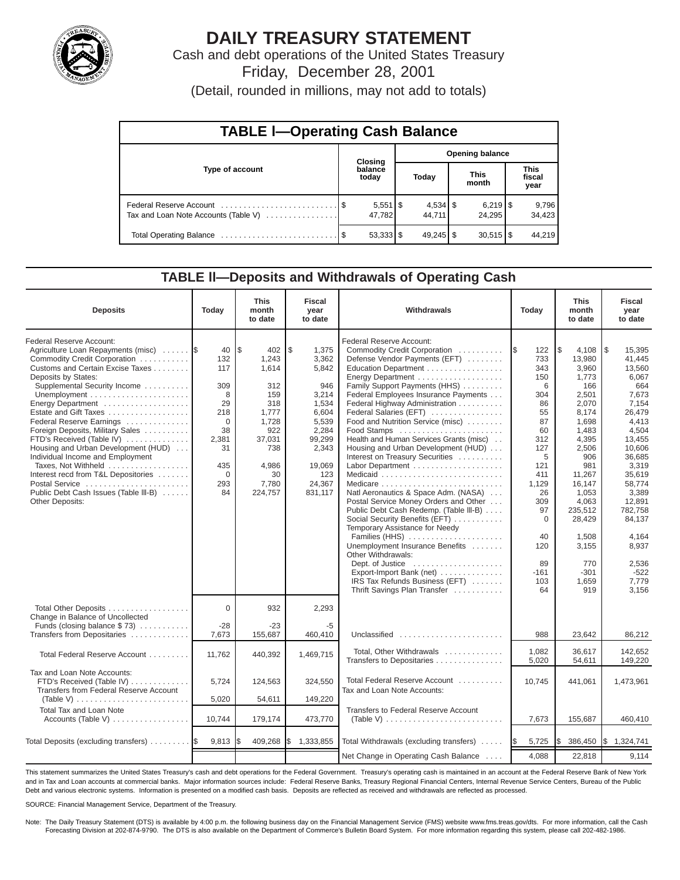# DAILY TREASURY STATEMENT

Cash and debt operations of the United States Treasury

Friday, December 28, 2001

(Detail, rounded in millions, may not add to totals)

## TABLE I—Operating Cash Balance

| Type of account | Closing balance today | Opening balance Today | Opening balance This month | Opening balance This fiscal year |
|---|---|---|---|---|
| Federal Reserve Account | $ 5,551 | $ 4,534 | $ 6,219 | $ 9,796 |
| Tax and Loan Note Accounts (Table V) | 47,782 | 44,711 | 24,295 | 34,423 |
| Total Operating Balance | $ 53,333 | $ 49,245 | $ 30,515 | $ 44,219 |

## TABLE II—Deposits and Withdrawals of Operating Cash

| Deposits | Today | This month to date | Fiscal year to date |
|---|---|---|---|
| Federal Reserve Account: | | | |
| Agriculture Loan Repayments (misc) | $ 40 | $ 402 | $ 1,375 |
| Commodity Credit Corporation | 132 | 1,243 | 3,362 |
| Customs and Certain Excise Taxes | 117 | 1,614 | 5,842 |
| Deposits by States: | | | |
| Supplemental Security Income | 309 | 312 | 946 |
| Unemployment | 8 | 159 | 3,214 |
| Energy Department | 29 | 318 | 1,534 |
| Estate and Gift Taxes | 218 | 1,777 | 6,604 |
| Federal Reserve Earnings | 0 | 1,728 | 5,539 |
| Foreign Deposits, Military Sales | 38 | 922 | 2,284 |
| FTD's Received (Table IV) | 2,381 | 37,031 | 99,299 |
| Housing and Urban Development (HUD) | 31 | 738 | 2,343 |
| Individual Income and Employment Taxes, Not Withheld | 435 | 4,986 | 19,069 |
| Interest recd from T&L Depositories | 0 | 30 | 123 |
| Postal Service | 293 | 7,780 | 24,367 |
| Public Debt Cash Issues (Table III-B) | 84 | 224,757 | 831,117 |
| Other Deposits: | | | |
| Total Other Deposits | 0 | 932 | 2,293 |
| Change in Balance of Uncollected Funds (closing balance $ 73) | -28 | -23 | -5 |
| Transfers from Depositaries | 7,673 | 155,687 | 460,410 |
| Total Federal Reserve Account | 11,762 | 440,392 | 1,469,715 |
| Tax and Loan Note Accounts: | | | |
| FTD's Received (Table IV) | 5,724 | 124,563 | 324,550 |
| Transfers from Federal Reserve Account (Table V) | 5,020 | 54,611 | 149,220 |
| Total Tax and Loan Note Accounts (Table V) | 10,744 | 179,174 | 473,770 |
| Total Deposits (excluding transfers) | $ 9,813 | $ 409,268 | $ 1,333,855 |

| Withdrawals | Today | This month to date | Fiscal year to date |
|---|---|---|---|
| Federal Reserve Account: | | | |
| Commodity Credit Corporation | $ 122 | $ 4,108 | $ 15,395 |
| Defense Vendor Payments (EFT) | 733 | 13,980 | 41,445 |
| Education Department | 343 | 3,960 | 13,560 |
| Energy Department | 150 | 1,773 | 6,067 |
| Family Support Payments (HHS) | 6 | 166 | 664 |
| Federal Employees Insurance Payments | 304 | 2,501 | 7,673 |
| Federal Highway Administration | 86 | 2,070 | 7,154 |
| Federal Salaries (EFT) | 55 | 8,174 | 26,479 |
| Food and Nutrition Service (misc) | 87 | 1,698 | 4,413 |
| Food Stamps | 60 | 1,483 | 4,504 |
| Health and Human Services Grants (misc) | 312 | 4,395 | 13,455 |
| Housing and Urban Development (HUD) | 127 | 2,506 | 10,606 |
| Interest on Treasury Securities | 5 | 906 | 36,685 |
| Labor Department | 121 | 981 | 3,319 |
| Medicaid | 411 | 11,267 | 35,619 |
| Medicare | 1,129 | 16,147 | 58,774 |
| Natl Aeronautics & Space Adm. (NASA) | 26 | 1,053 | 3,389 |
| Postal Service Money Orders and Other | 309 | 4,063 | 12,891 |
| Public Debt Cash Redemp. (Table III-B) | 97 | 235,512 | 782,758 |
| Social Security Benefits (EFT) | 0 | 28,429 | 84,137 |
| Temporary Assistance for Needy Families (HHS) | 40 | 1,508 | 4,164 |
| Unemployment Insurance Benefits | 120 | 3,155 | 8,937 |
| Other Withdrawals: | | | |
| Dept. of Justice | 89 | 770 | 2,536 |
| Export-Import Bank (net) | -161 | -301 | -522 |
| IRS Tax Refunds Business (EFT) | 103 | 1,659 | 7,779 |
| Thrift Savings Plan Transfer | 64 | 919 | 3,156 |
| Unclassified | 988 | 23,642 | 86,212 |
| Total, Other Withdrawals | 1,082 | 36,617 | 142,652 |
| Transfers to Depositaries | 5,020 | 54,611 | 149,220 |
| Total Federal Reserve Account | 10,745 | 441,061 | 1,473,961 |
| Tax and Loan Note Accounts: | | | |
| Transfers to Federal Reserve Account (Table V) | 7,673 | 155,687 | 460,410 |
| Total Withdrawals (excluding transfers) | $ 5,725 | $ 386,450 | $ 1,324,741 |
| Net Change in Operating Cash Balance | 4,088 | 22,818 | 9,114 |

This statement summarizes the United States Treasury's cash and debt operations for the Federal Government. Treasury's operating cash is maintained in an account at the Federal Reserve Bank of New York and in Tax and Loan accounts at commercial banks. Major information sources include: Federal Reserve Banks, Treasury Regional Financial Centers, Internal Revenue Service Centers, Bureau of the Public Debt and various electronic systems. Information is presented on a modified cash basis. Deposits are reflected as received and withdrawals are reflected as processed.

SOURCE: Financial Management Service, Department of the Treasury.

Note: The Daily Treasury Statement (DTS) is available by 4:00 p.m. the following business day on the Financial Management Service (FMS) website www.fms.treas.gov/dts. For more information, call the Cash Forecasting Division at 202-874-9790. The DTS is also available on the Department of Commerce's Bulletin Board System. For more information regarding this system, please call 202-482-1986.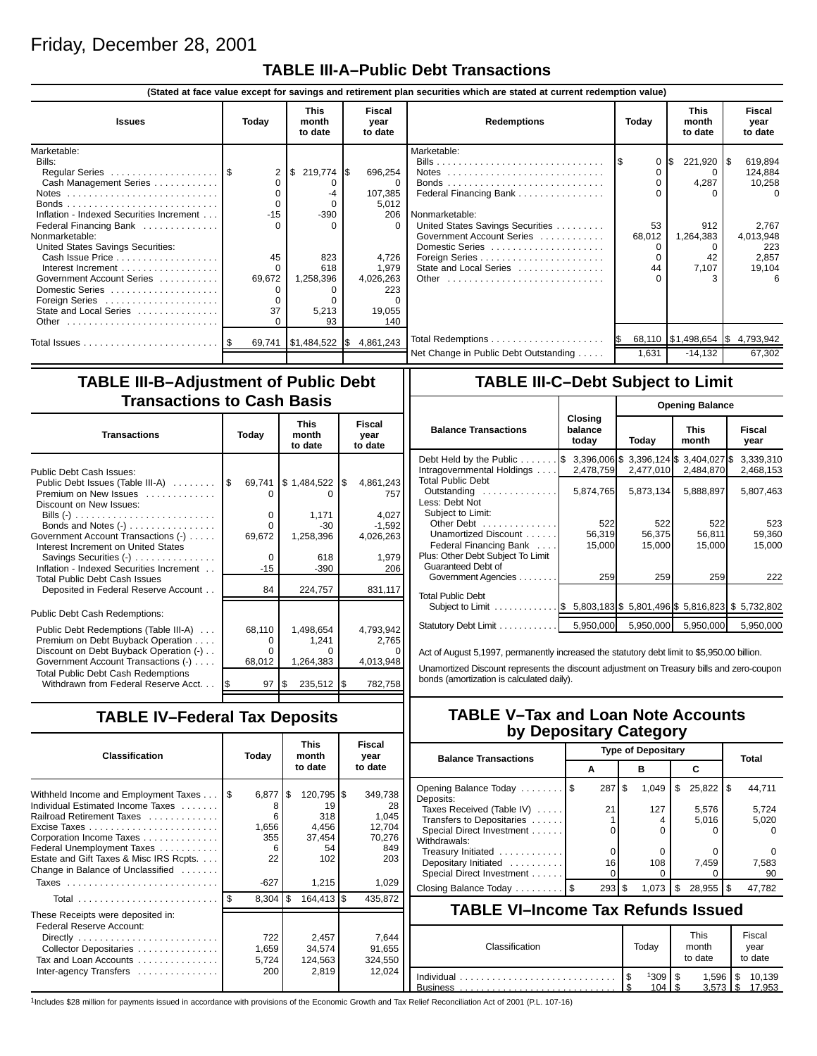Friday, December 28, 2001

## TABLE III-A–Public Debt Transactions

(Stated at face value except for savings and retirement plan securities which are stated at current redemption value)

| Issues | Today | This month to date | Fiscal year to date |
|---|---|---|---|
| Marketable: | | | |
| Bills: | | | |
| Regular Series | $ 2 | $ 219,774 | $ 696,254 |
| Cash Management Series | 0 | 0 | 0 |
| Notes | 0 | -4 | 107,385 |
| Bonds | 0 | 0 | 5,012 |
| Inflation - Indexed Securities Increment | -15 | -390 | 206 |
| Federal Financing Bank | 0 | 0 | 0 |
| Nonmarketable: | | | |
| United States Savings Securities: | | | |
| Cash Issue Price | 45 | 823 | 4,726 |
| Interest Increment | 0 | 618 | 1,979 |
| Government Account Series | 69,672 | 1,258,396 | 4,026,263 |
| Domestic Series | 0 | 0 | 223 |
| Foreign Series | 0 | 0 | 0 |
| State and Local Series | 37 | 5,213 | 19,055 |
| Other | 0 | 93 | 140 |
| Total Issues | $ 69,741 | $1,484,522 | $ 4,861,243 |

| Redemptions | Today | This month to date | Fiscal year to date |
|---|---|---|---|
| Marketable: | | | |
| Bills | $ 0 | $ 221,920 | $ 619,894 |
| Notes | 0 | 0 | 124,884 |
| Bonds | 0 | 4,287 | 10,258 |
| Federal Financing Bank | 0 | 0 | 0 |
| Nonmarketable: | | | |
| United States Savings Securities | 53 | 912 | 2,767 |
| Government Account Series | 68,012 | 1,264,383 | 4,013,948 |
| Domestic Series | 0 | 0 | 223 |
| Foreign Series | 0 | 42 | 2,857 |
| State and Local Series | 44 | 7,107 | 19,104 |
| Other | 0 | 3 | 6 |
| Total Redemptions | $ 68,110 | $1,498,654 | $ 4,793,942 |
| Net Change in Public Debt Outstanding | 1,631 | -14,132 | 67,302 |

## TABLE III-B–Adjustment of Public Debt Transactions to Cash Basis

| Transactions | Today | This month to date | Fiscal year to date |
|---|---|---|---|
| Public Debt Cash Issues: | | | |
| Public Debt Issues (Table III-A) | $ 69,741 | $ 1,484,522 | $ 4,861,243 |
| Premium on New Issues | 0 | 0 | 757 |
| Discount on New Issues: | | | |
| Bills (-) | 0 | 1,171 | 4,027 |
| Bonds and Notes (-) | 0 | -30 | -1,592 |
| Government Account Transactions (-) | 69,672 | 1,258,396 | 4,026,263 |
| Interest Increment on United States Savings Securities (-) | 0 | 618 | 1,979 |
| Inflation - Indexed Securities Increment | -15 | -390 | 206 |
| Total Public Debt Cash Issues Deposited in Federal Reserve Account | 84 | 224,757 | 831,117 |
| Public Debt Cash Redemptions: | | | |
| Public Debt Redemptions (Table III-A) | 68,110 | 1,498,654 | 4,793,942 |
| Premium on Debt Buyback Operation | 0 | 1,241 | 2,765 |
| Discount on Debt Buyback Operation (-) | 0 | 0 | 0 |
| Government Account Transactions (-) | 68,012 | 1,264,383 | 4,013,948 |
| Total Public Debt Cash Redemptions Withdrawn from Federal Reserve Acct. | $ 97 | $ 235,512 | $ 782,758 |

## TABLE III-C–Debt Subject to Limit

| Balance Transactions | Closing balance today | Opening Balance Today | Opening Balance This month | Opening Balance Fiscal year |
|---|---|---|---|---|
| Debt Held by the Public | $ 3,396,006 | $ 3,396,124 | $ 3,404,027 | $ 3,339,310 |
| Intragovernmental Holdings | 2,478,759 | 2,477,010 | 2,484,870 | 2,468,153 |
| Total Public Debt Outstanding | 5,874,765 | 5,873,134 | 5,888,897 | 5,807,463 |
| Less: Debt Not Subject to Limit: | | | | |
| Other Debt | 522 | 522 | 522 | 523 |
| Unamortized Discount | 56,319 | 56,375 | 56,811 | 59,360 |
| Federal Financing Bank | 15,000 | 15,000 | 15,000 | 15,000 |
| Plus: Other Debt Subject To Limit Guaranteed Debt of Government Agencies | 259 | 259 | 259 | 222 |
| Total Public Debt Subject to Limit | $ 5,803,183 | $ 5,801,496 | $ 5,816,823 | $ 5,732,802 |
| Statutory Debt Limit | 5,950,000 | 5,950,000 | 5,950,000 | 5,950,000 |

Act of August 5,1997, permanently increased the statutory debt limit to $5,950.00 billion.

Unamortized Discount represents the discount adjustment on Treasury bills and zero-coupon bonds (amortization is calculated daily).

## TABLE IV–Federal Tax Deposits

| Classification | Today | This month to date | Fiscal year to date |
|---|---|---|---|
| Withheld Income and Employment Taxes | $ 6,877 | $ 120,795 | $ 349,738 |
| Individual Estimated Income Taxes | 8 | 19 | 28 |
| Railroad Retirement Taxes | 6 | 318 | 1,045 |
| Excise Taxes | 1,656 | 4,456 | 12,704 |
| Corporation Income Taxes | 355 | 37,454 | 70,276 |
| Federal Unemployment Taxes | 6 | 54 | 849 |
| Estate and Gift Taxes & Misc IRS Rcpts. | 22 | 102 | 203 |
| Change in Balance of Unclassified Taxes | -627 | 1,215 | 1,029 |
| Total | $ 8,304 | $ 164,413 | $ 435,872 |
| These Receipts were deposited in: | | | |
| Federal Reserve Account: | | | |
| Directly | 722 | 2,457 | 7,644 |
| Collector Depositaries | 1,659 | 34,574 | 91,655 |
| Tax and Loan Accounts | 5,724 | 124,563 | 324,550 |
| Inter-agency Transfers | 200 | 2,819 | 12,024 |

## TABLE V–Tax and Loan Note Accounts by Depositary Category

| Balance Transactions | Type of Depositary A | Type of Depositary B | Type of Depositary C | Total |
|---|---|---|---|---|
| Opening Balance Today | $ 287 | $ 1,049 | $ 25,822 | $ 44,711 |
| Deposits: | | | | |
| Taxes Received (Table IV) | 21 | 127 | 5,576 | 5,724 |
| Transfers to Depositaries | 1 | 4 | 5,016 | 5,020 |
| Special Direct Investment | 0 | 0 | 0 | 0 |
| Withdrawals: | | | | |
| Treasury Initiated | 0 | 0 | 0 | 0 |
| Depositary Initiated | 16 | 108 | 7,459 | 7,583 |
| Special Direct Investment | 0 | 0 | 0 | 90 |
| Closing Balance Today | $ 293 | $ 1,073 | $ 28,955 | $ 47,782 |

## TABLE VI–Income Tax Refunds Issued

| Classification | Today | This month to date | Fiscal year to date |
|---|---|---|---|
| Individual | $ [1]309 | $ 1,596 | $ 10,139 |
| Business | $ 104 | $ 3,573 | $ 17,953 |

[1]Includes $28 million for payments issued in accordance with provisions of the Economic Growth and Tax Relief Reconciliation Act of 2001 (P.L. 107-16)